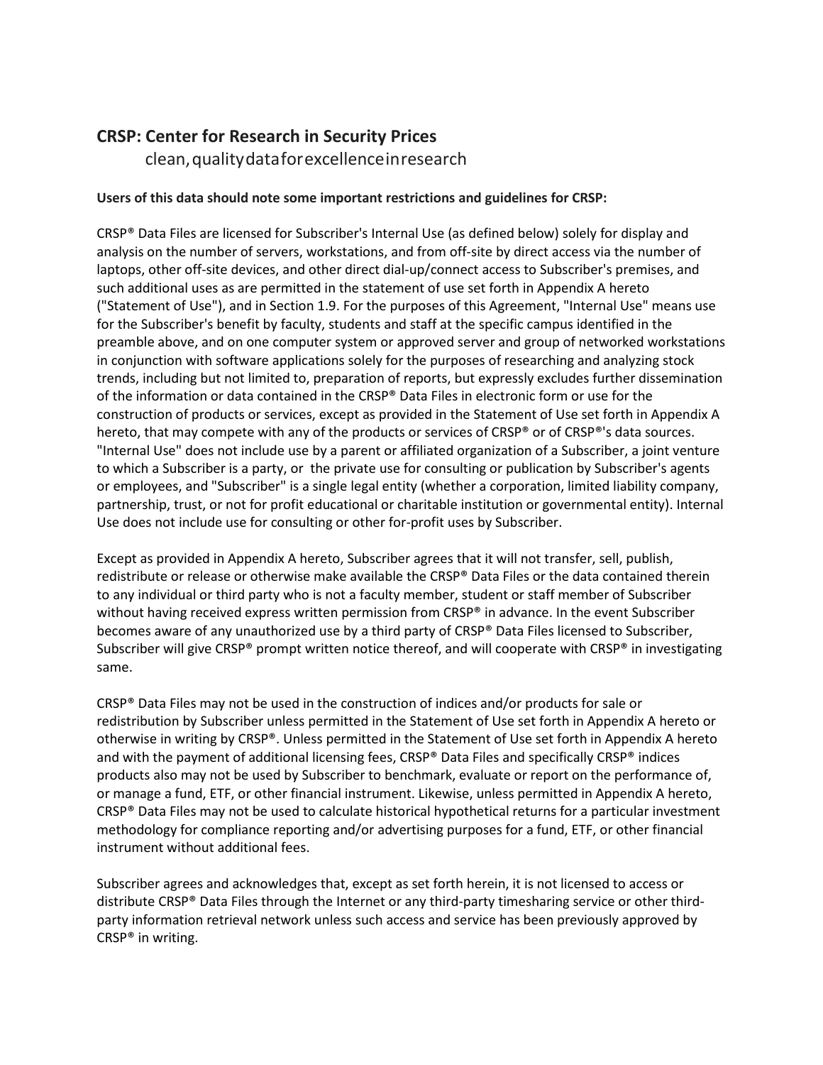## CRSP: Center for Research in Security Prices

clean, quality data for excellence in research

**Users of this data should note some important restrictions and guidelines for CRSP:**

CRSP® Data Files are licensed for Subscriber's Internal Use (as defined below) solely for display and analysis on the number of servers, workstations, and from off-site by direct access via the number of laptops, other off-site devices, and other direct dial-up/connect access to Subscriber's premises, and such additional uses as are permitted in the statement of use set forth in Appendix A hereto ("Statement of Use"), and in Section 1.9. For the purposes of this Agreement, "Internal Use" means use for the Subscriber's benefit by faculty, students and staff at the specific campus identified in the preamble above, and on one computer system or approved server and group of networked workstations in conjunction with software applications solely for the purposes of researching and analyzing stock trends, including but not limited to, preparation of reports, but expressly excludes further dissemination of the information or data contained in the CRSP® Data Files in electronic form or use for the construction of products or services, except as provided in the Statement of Use set forth in Appendix A hereto, that may compete with any of the products or services of CRSP® or of CRSP®'s data sources. "Internal Use" does not include use by a parent or affiliated organization of a Subscriber, a joint venture to which a Subscriber is a party, or the private use for consulting or publication by Subscriber's agents or employees, and "Subscriber" is a single legal entity (whether a corporation, limited liability company, partnership, trust, or not for profit educational or charitable institution or governmental entity). Internal Use does not include use for consulting or other for-profit uses by Subscriber.

Except as provided in Appendix A hereto, Subscriber agrees that it will not transfer, sell, publish, redistribute or release or otherwise make available the CRSP® Data Files or the data contained therein to any individual or third party who is not a faculty member, student or staff member of Subscriber without having received express written permission from CRSP® in advance. In the event Subscriber becomes aware of any unauthorized use by a third party of CRSP® Data Files licensed to Subscriber, Subscriber will give CRSP® prompt written notice thereof, and will cooperate with CRSP® in investigating same.

CRSP® Data Files may not be used in the construction of indices and/or products for sale or redistribution by Subscriber unless permitted in the Statement of Use set forth in Appendix A hereto or otherwise in writing by CRSP®. Unless permitted in the Statement of Use set forth in Appendix A hereto and with the payment of additional licensing fees, CRSP® Data Files and specifically CRSP® indices products also may not be used by Subscriber to benchmark, evaluate or report on the performance of, or manage a fund, ETF, or other financial instrument. Likewise, unless permitted in Appendix A hereto, CRSP® Data Files may not be used to calculate historical hypothetical returns for a particular investment methodology for compliance reporting and/or advertising purposes for a fund, ETF, or other financial instrument without additional fees.

Subscriber agrees and acknowledges that, except as set forth herein, it is not licensed to access or distribute CRSP® Data Files through the Internet or any third-party timesharing service or other third-party information retrieval network unless such access and service has been previously approved by CRSP® in writing.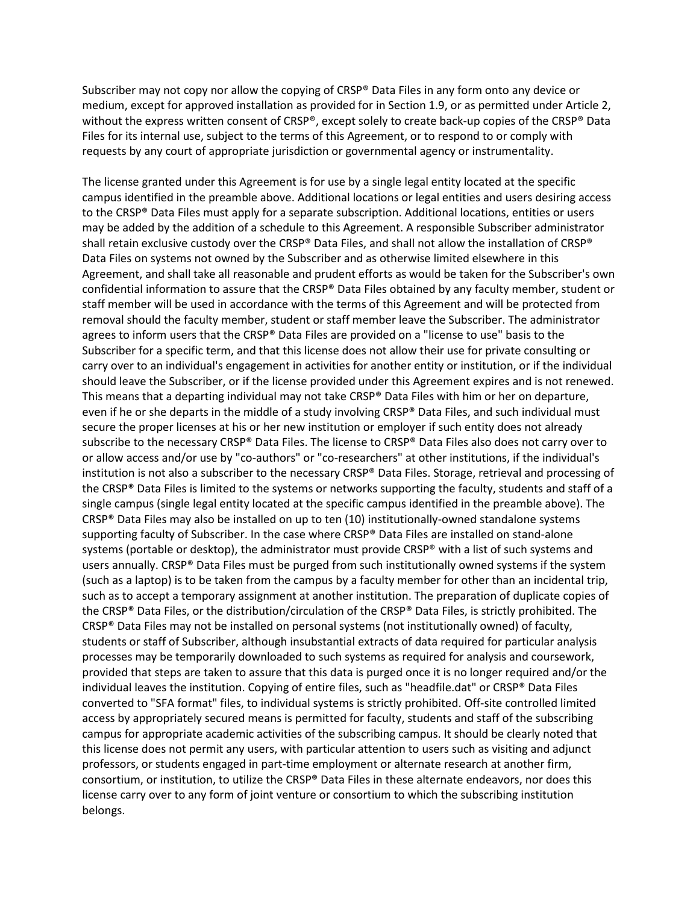Subscriber may not copy nor allow the copying of CRSP® Data Files in any form onto any device or medium, except for approved installation as provided for in Section 1.9, or as permitted under Article 2, without the express written consent of CRSP®, except solely to create back-up copies of the CRSP® Data Files for its internal use, subject to the terms of this Agreement, or to respond to or comply with requests by any court of appropriate jurisdiction or governmental agency or instrumentality.

The license granted under this Agreement is for use by a single legal entity located at the specific campus identified in the preamble above. Additional locations or legal entities and users desiring access to the CRSP® Data Files must apply for a separate subscription. Additional locations, entities or users may be added by the addition of a schedule to this Agreement. A responsible Subscriber administrator shall retain exclusive custody over the CRSP® Data Files, and shall not allow the installation of CRSP® Data Files on systems not owned by the Subscriber and as otherwise limited elsewhere in this Agreement, and shall take all reasonable and prudent efforts as would be taken for the Subscriber's own confidential information to assure that the CRSP® Data Files obtained by any faculty member, student or staff member will be used in accordance with the terms of this Agreement and will be protected from removal should the faculty member, student or staff member leave the Subscriber. The administrator agrees to inform users that the CRSP® Data Files are provided on a "license to use" basis to the Subscriber for a specific term, and that this license does not allow their use for private consulting or carry over to an individual's engagement in activities for another entity or institution, or if the individual should leave the Subscriber, or if the license provided under this Agreement expires and is not renewed. This means that a departing individual may not take CRSP® Data Files with him or her on departure, even if he or she departs in the middle of a study involving CRSP® Data Files, and such individual must secure the proper licenses at his or her new institution or employer if such entity does not already subscribe to the necessary CRSP® Data Files. The license to CRSP® Data Files also does not carry over to or allow access and/or use by "co-authors" or "co-researchers" at other institutions, if the individual's institution is not also a subscriber to the necessary CRSP® Data Files. Storage, retrieval and processing of the CRSP® Data Files is limited to the systems or networks supporting the faculty, students and staff of a single campus (single legal entity located at the specific campus identified in the preamble above). The CRSP® Data Files may also be installed on up to ten (10) institutionally-owned standalone systems supporting faculty of Subscriber. In the case where CRSP® Data Files are installed on stand-alone systems (portable or desktop), the administrator must provide CRSP® with a list of such systems and users annually. CRSP® Data Files must be purged from such institutionally owned systems if the system (such as a laptop) is to be taken from the campus by a faculty member for other than an incidental trip, such as to accept a temporary assignment at another institution. The preparation of duplicate copies of the CRSP® Data Files, or the distribution/circulation of the CRSP® Data Files, is strictly prohibited. The CRSP® Data Files may not be installed on personal systems (not institutionally owned) of faculty, students or staff of Subscriber, although insubstantial extracts of data required for particular analysis processes may be temporarily downloaded to such systems as required for analysis and coursework, provided that steps are taken to assure that this data is purged once it is no longer required and/or the individual leaves the institution. Copying of entire files, such as "headfile.dat" or CRSP® Data Files converted to "SFA format" files, to individual systems is strictly prohibited. Off-site controlled limited access by appropriately secured means is permitted for faculty, students and staff of the subscribing campus for appropriate academic activities of the subscribing campus. It should be clearly noted that this license does not permit any users, with particular attention to users such as visiting and adjunct professors, or students engaged in part-time employment or alternate research at another firm, consortium, or institution, to utilize the CRSP® Data Files in these alternate endeavors, nor does this license carry over to any form of joint venture or consortium to which the subscribing institution belongs.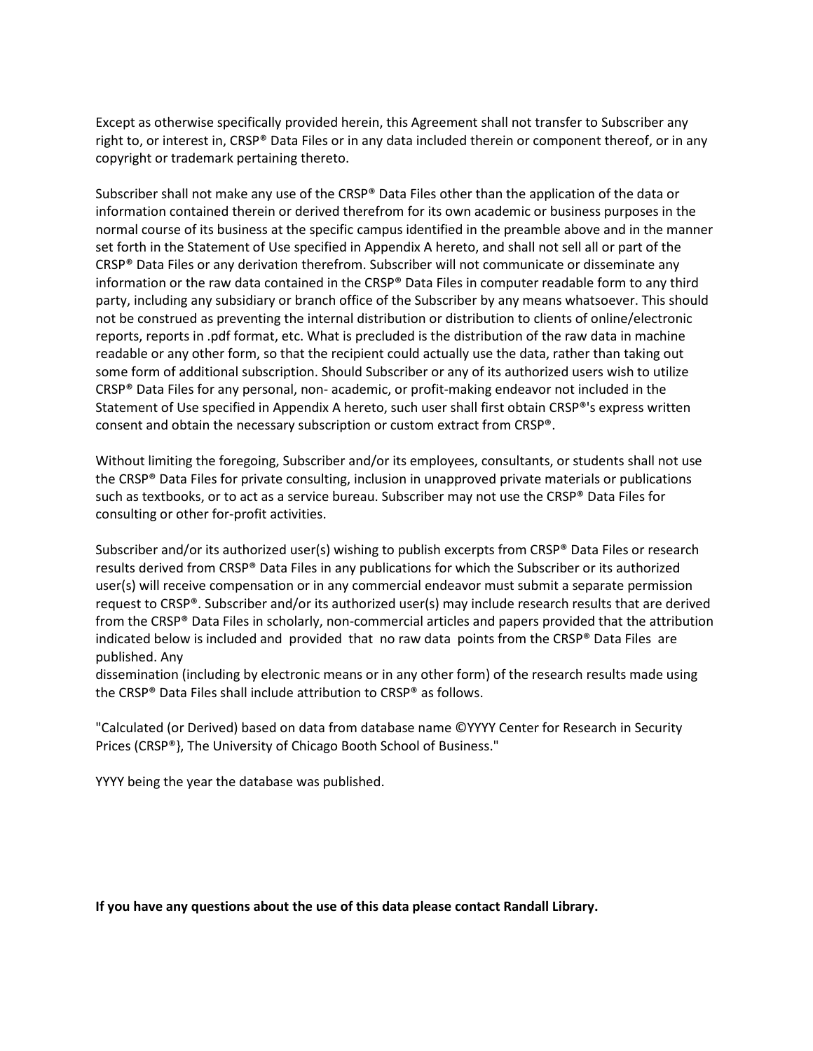Except as otherwise specifically provided herein, this Agreement shall not transfer to Subscriber any right to, or interest in, CRSP® Data Files or in any data included therein or component thereof, or in any copyright or trademark pertaining thereto.

Subscriber shall not make any use of the CRSP® Data Files other than the application of the data or information contained therein or derived therefrom for its own academic or business purposes in the normal course of its business at the specific campus identified in the preamble above and in the manner set forth in the Statement of Use specified in Appendix A hereto, and shall not sell all or part of the CRSP® Data Files or any derivation therefrom. Subscriber will not communicate or disseminate any information or the raw data contained in the CRSP® Data Files in computer readable form to any third party, including any subsidiary or branch office of the Subscriber by any means whatsoever. This should not be construed as preventing the internal distribution or distribution to clients of online/electronic reports, reports in .pdf format, etc. What is precluded is the distribution of the raw data in machine readable or any other form, so that the recipient could actually use the data, rather than taking out some form of additional subscription. Should Subscriber or any of its authorized users wish to utilize CRSP® Data Files for any personal, non- academic, or profit-making endeavor not included in the Statement of Use specified in Appendix A hereto, such user shall first obtain CRSP®'s express written consent and obtain the necessary subscription or custom extract from CRSP®.

Without limiting the foregoing, Subscriber and/or its employees, consultants, or students shall not use the CRSP® Data Files for private consulting, inclusion in unapproved private materials or publications such as textbooks, or to act as a service bureau. Subscriber may not use the CRSP® Data Files for consulting or other for-profit activities.

Subscriber and/or its authorized user(s) wishing to publish excerpts from CRSP® Data Files or research results derived from CRSP® Data Files in any publications for which the Subscriber or its authorized user(s) will receive compensation or in any commercial endeavor must submit a separate permission request to CRSP®. Subscriber and/or its authorized user(s) may include research results that are derived from the CRSP® Data Files in scholarly, non-commercial articles and papers provided that the attribution indicated below is included and provided that no raw data points from the CRSP® Data Files are published. Any
dissemination (including by electronic means or in any other form) of the research results made using the CRSP® Data Files shall include attribution to CRSP® as follows.

"Calculated (or Derived) based on data from database name ©YYYY Center for Research in Security Prices (CRSP®}, The University of Chicago Booth School of Business."

YYYY being the year the database was published.

**If you have any questions about the use of this data please contact Randall Library.**